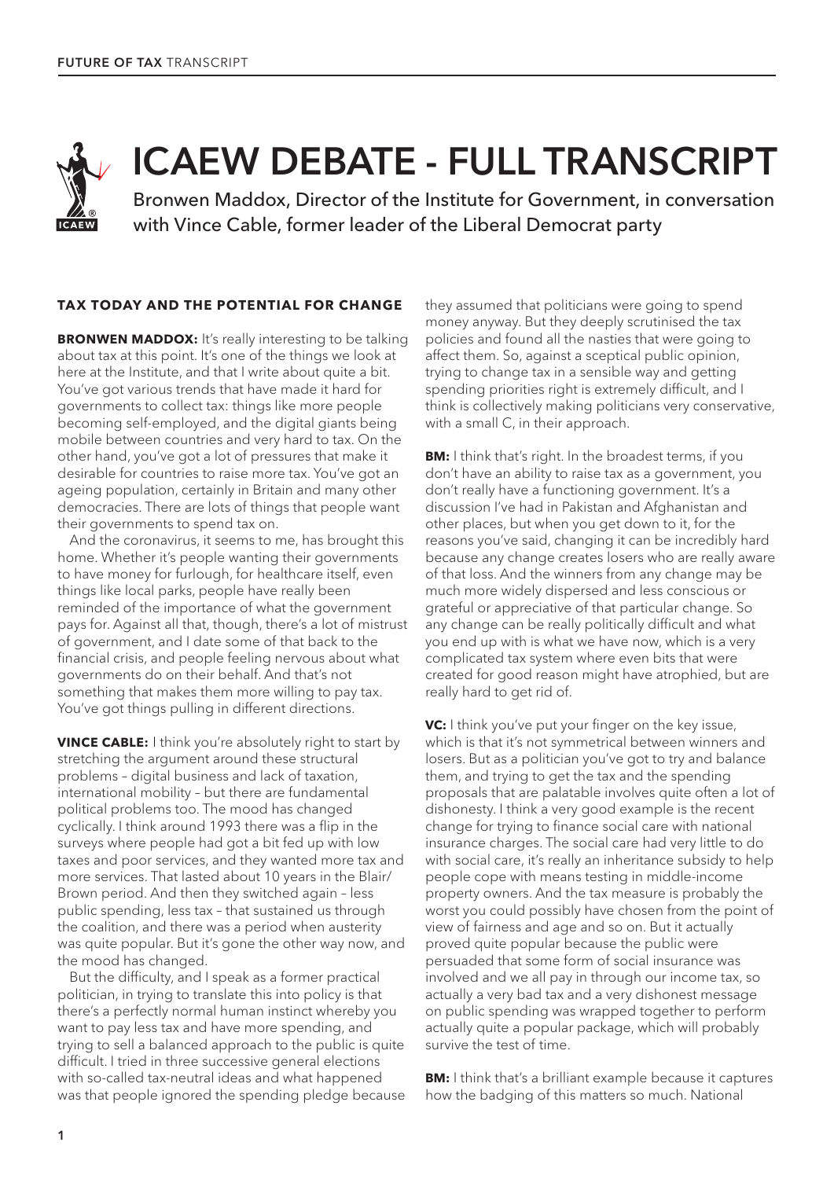# ICAEW DEBATE - FULL TRANSCRIPT

Bronwen Maddox, Director of the Institute for Government, in conversation with Vince Cable, former leader of the Liberal Democrat party

## TAX TODAY AND THE POTENTIAL FOR CHANGE

**BRONWEN MADDOX:** It's really interesting to be talking about tax at this point. It's one of the things we look at here at the Institute, and that I write about quite a bit. You've got various trends that have made it hard for governments to collect tax: things like more people becoming self-employed, and the digital giants being mobile between countries and very hard to tax. On the other hand, you've got a lot of pressures that make it desirable for countries to raise more tax. You've got an ageing population, certainly in Britain and many other democracies. There are lots of things that people want their governments to spend tax on.

And the coronavirus, it seems to me, has brought this home. Whether it's people wanting their governments to have money for furlough, for healthcare itself, even things like local parks, people have really been reminded of the importance of what the government pays for. Against all that, though, there's a lot of mistrust of government, and I date some of that back to the financial crisis, and people feeling nervous about what governments do on their behalf. And that's not something that makes them more willing to pay tax. You've got things pulling in different directions.

**VINCE CABLE:** I think you're absolutely right to start by stretching the argument around these structural problems – digital business and lack of taxation, international mobility – but there are fundamental political problems too. The mood has changed cyclically. I think around 1993 there was a flip in the surveys where people had got a bit fed up with low taxes and poor services, and they wanted more tax and more services. That lasted about 10 years in the Blair/Brown period. And then they switched again – less public spending, less tax – that sustained us through the coalition, and there was a period when austerity was quite popular. But it's gone the other way now, and the mood has changed.

But the difficulty, and I speak as a former practical politician, in trying to translate this into policy is that there's a perfectly normal human instinct whereby you want to pay less tax and have more spending, and trying to sell a balanced approach to the public is quite difficult. I tried in three successive general elections with so-called tax-neutral ideas and what happened was that people ignored the spending pledge because they assumed that politicians were going to spend money anyway. But they deeply scrutinised the tax policies and found all the nasties that were going to affect them. So, against a sceptical public opinion, trying to change tax in a sensible way and getting spending priorities right is extremely difficult, and I think is collectively making politicians very conservative, with a small C, in their approach.

**BM:** I think that's right. In the broadest terms, if you don't have an ability to raise tax as a government, you don't really have a functioning government. It's a discussion I've had in Pakistan and Afghanistan and other places, but when you get down to it, for the reasons you've said, changing it can be incredibly hard because any change creates losers who are really aware of that loss. And the winners from any change may be much more widely dispersed and less conscious or grateful or appreciative of that particular change. So any change can be really politically difficult and what you end up with is what we have now, which is a very complicated tax system where even bits that were created for good reason might have atrophied, but are really hard to get rid of.

**VC:** I think you've put your finger on the key issue, which is that it's not symmetrical between winners and losers. But as a politician you've got to try and balance them, and trying to get the tax and the spending proposals that are palatable involves quite often a lot of dishonesty. I think a very good example is the recent change for trying to finance social care with national insurance charges. The social care had very little to do with social care, it's really an inheritance subsidy to help people cope with means testing in middle-income property owners. And the tax measure is probably the worst you could possibly have chosen from the point of view of fairness and age and so on. But it actually proved quite popular because the public were persuaded that some form of social insurance was involved and we all pay in through our income tax, so actually a very bad tax and a very dishonest message on public spending was wrapped together to perform actually quite a popular package, which will probably survive the test of time.

**BM:** I think that's a brilliant example because it captures how the badging of this matters so much. National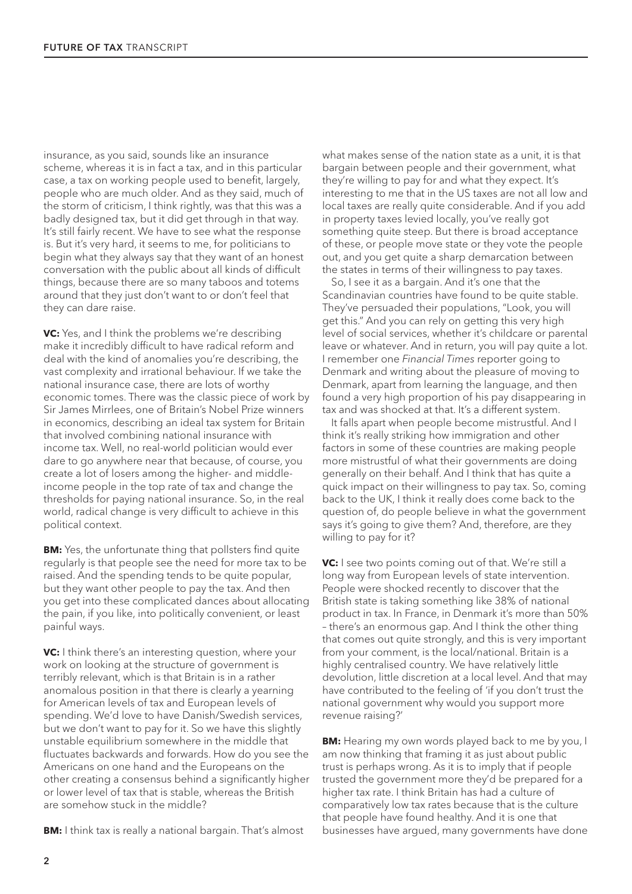insurance, as you said, sounds like an insurance scheme, whereas it is in fact a tax, and in this particular case, a tax on working people used to benefit, largely, people who are much older. And as they said, much of the storm of criticism, I think rightly, was that this was a badly designed tax, but it did get through in that way. It's still fairly recent. We have to see what the response is. But it's very hard, it seems to me, for politicians to begin what they always say that they want of an honest conversation with the public about all kinds of difficult things, because there are so many taboos and totems around that they just don't want to or don't feel that they can dare raise.

**VC:** Yes, and I think the problems we're describing make it incredibly difficult to have radical reform and deal with the kind of anomalies you're describing, the vast complexity and irrational behaviour. If we take the national insurance case, there are lots of worthy economic tomes. There was the classic piece of work by Sir James Mirrlees, one of Britain's Nobel Prize winners in economics, describing an ideal tax system for Britain that involved combining national insurance with income tax. Well, no real-world politician would ever dare to go anywhere near that because, of course, you create a lot of losers among the higher- and middle-income people in the top rate of tax and change the thresholds for paying national insurance. So, in the real world, radical change is very difficult to achieve in this political context.

**BM:** Yes, the unfortunate thing that pollsters find quite regularly is that people see the need for more tax to be raised. And the spending tends to be quite popular, but they want other people to pay the tax. And then you get into these complicated dances about allocating the pain, if you like, into politically convenient, or least painful ways.

**VC:** I think there's an interesting question, where your work on looking at the structure of government is terribly relevant, which is that Britain is in a rather anomalous position in that there is clearly a yearning for American levels of tax and European levels of spending. We'd love to have Danish/Swedish services, but we don't want to pay for it. So we have this slightly unstable equilibrium somewhere in the middle that fluctuates backwards and forwards. How do you see the Americans on one hand and the Europeans on the other creating a consensus behind a significantly higher or lower level of tax that is stable, whereas the British are somehow stuck in the middle?

**BM:** I think tax is really a national bargain. That's almost what makes sense of the nation state as a unit, it is that bargain between people and their government, what they're willing to pay for and what they expect. It's interesting to me that in the US taxes are not all low and local taxes are really quite considerable. And if you add in property taxes levied locally, you've really got something quite steep. But there is broad acceptance of these, or people move state or they vote the people out, and you get quite a sharp demarcation between the states in terms of their willingness to pay taxes.

So, I see it as a bargain. And it's one that the Scandinavian countries have found to be quite stable. They've persuaded their populations, "Look, you will get this." And you can rely on getting this very high level of social services, whether it's childcare or parental leave or whatever. And in return, you will pay quite a lot. I remember one *Financial Times* reporter going to Denmark and writing about the pleasure of moving to Denmark, apart from learning the language, and then found a very high proportion of his pay disappearing in tax and was shocked at that. It's a different system.

It falls apart when people become mistrustful. And I think it's really striking how immigration and other factors in some of these countries are making people more mistrustful of what their governments are doing generally on their behalf. And I think that has quite a quick impact on their willingness to pay tax. So, coming back to the UK, I think it really does come back to the question of, do people believe in what the government says it's going to give them? And, therefore, are they willing to pay for it?

**VC:** I see two points coming out of that. We're still a long way from European levels of state intervention. People were shocked recently to discover that the British state is taking something like 38% of national product in tax. In France, in Denmark it's more than 50% – there's an enormous gap. And I think the other thing that comes out quite strongly, and this is very important from your comment, is the local/national. Britain is a highly centralised country. We have relatively little devolution, little discretion at a local level. And that may have contributed to the feeling of 'if you don't trust the national government why would you support more revenue raising?'

**BM:** Hearing my own words played back to me by you, I am now thinking that framing it as just about public trust is perhaps wrong. As it is to imply that if people trusted the government more they'd be prepared for a higher tax rate. I think Britain has had a culture of comparatively low tax rates because that is the culture that people have found healthy. And it is one that businesses have argued, many governments have done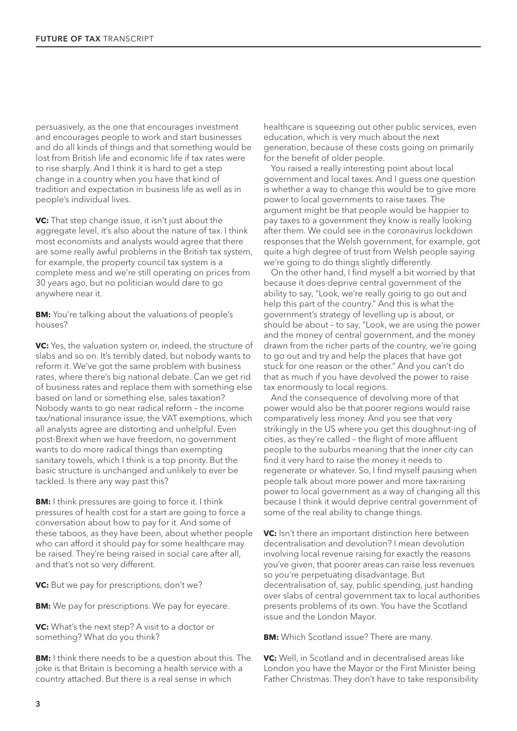persuasively, as the one that encourages investment and encourages people to work and start businesses and do all kinds of things and that something would be lost from British life and economic life if tax rates were to rise sharply. And I think it is hard to get a step change in a country when you have that kind of tradition and expectation in business life as well as in people's individual lives.

**VC:** That step change issue, it isn't just about the aggregate level, it's also about the nature of tax. I think most economists and analysts would agree that there are some really awful problems in the British tax system, for example, the property council tax system is a complete mess and we're still operating on prices from 30 years ago, but no politician would dare to go anywhere near it.

**BM:** You're talking about the valuations of people's houses?

**VC:** Yes, the valuation system or, indeed, the structure of slabs and so on. It's terribly dated, but nobody wants to reform it. We've got the same problem with business rates, where there's big national debate. Can we get rid of business rates and replace them with something else based on land or something else, sales taxation? Nobody wants to go near radical reform – the income tax/national insurance issue, the VAT exemptions, which all analysts agree are distorting and unhelpful. Even post-Brexit when we have freedom, no government wants to do more radical things than exempting sanitary towels, which I think is a top priority. But the basic structure is unchanged and unlikely to ever be tackled. Is there any way past this?

**BM:** I think pressures are going to force it. I think pressures of health cost for a start are going to force a conversation about how to pay for it. And some of these taboos, as they have been, about whether people who can afford it should pay for some healthcare may be raised. They're being raised in social care after all, and that's not so very different.

**VC:** But we pay for prescriptions, don't we?

**BM:** We pay for prescriptions. We pay for eyecare.

**VC:** What's the next step? A visit to a doctor or something? What do you think?

**BM:** I think there needs to be a question about this. The joke is that Britain is becoming a health service with a country attached. But there is a real sense in which healthcare is squeezing out other public services, even education, which is very much about the next generation, because of these costs going on primarily for the benefit of older people.

You raised a really interesting point about local government and local taxes. And I guess one question is whether a way to change this would be to give more power to local governments to raise taxes. The argument might be that people would be happier to pay taxes to a government they know is really looking after them. We could see in the coronavirus lockdown responses that the Welsh government, for example, got quite a high degree of trust from Welsh people saying we're going to do things slightly differently.

On the other hand, I find myself a bit worried by that because it does deprive central government of the ability to say, "Look, we're really going to go out and help this part of the country." And this is what the government's strategy of levelling up is about, or should be about – to say, "Look, we are using the power and the money of central government, and the money drawn from the richer parts of the country, we're going to go out and try and help the places that have got stuck for one reason or the other." And you can't do that as much if you have devolved the power to raise tax enormously to local regions.

And the consequence of devolving more of that power would also be that poorer regions would raise comparatively less money. And you see that very strikingly in the US where you get this doughnut-ing of cities, as they're called – the flight of more affluent people to the suburbs meaning that the inner city can find it very hard to raise the money it needs to regenerate or whatever. So, I find myself pausing when people talk about more power and more tax-raising power to local government as a way of changing all this because I think it would deprive central government of some of the real ability to change things.

**VC:** Isn't there an important distinction here between decentralisation and devolution? I mean devolution involving local revenue raising for exactly the reasons you've given, that poorer areas can raise less revenues so you're perpetuating disadvantage. But decentralisation of, say, public spending, just handing over slabs of central government tax to local authorities presents problems of its own. You have the Scotland issue and the London Mayor.

**BM:** Which Scotland issue? There are many.

**VC:** Well, in Scotland and in decentralised areas like London you have the Mayor or the First Minister being Father Christmas. They don't have to take responsibility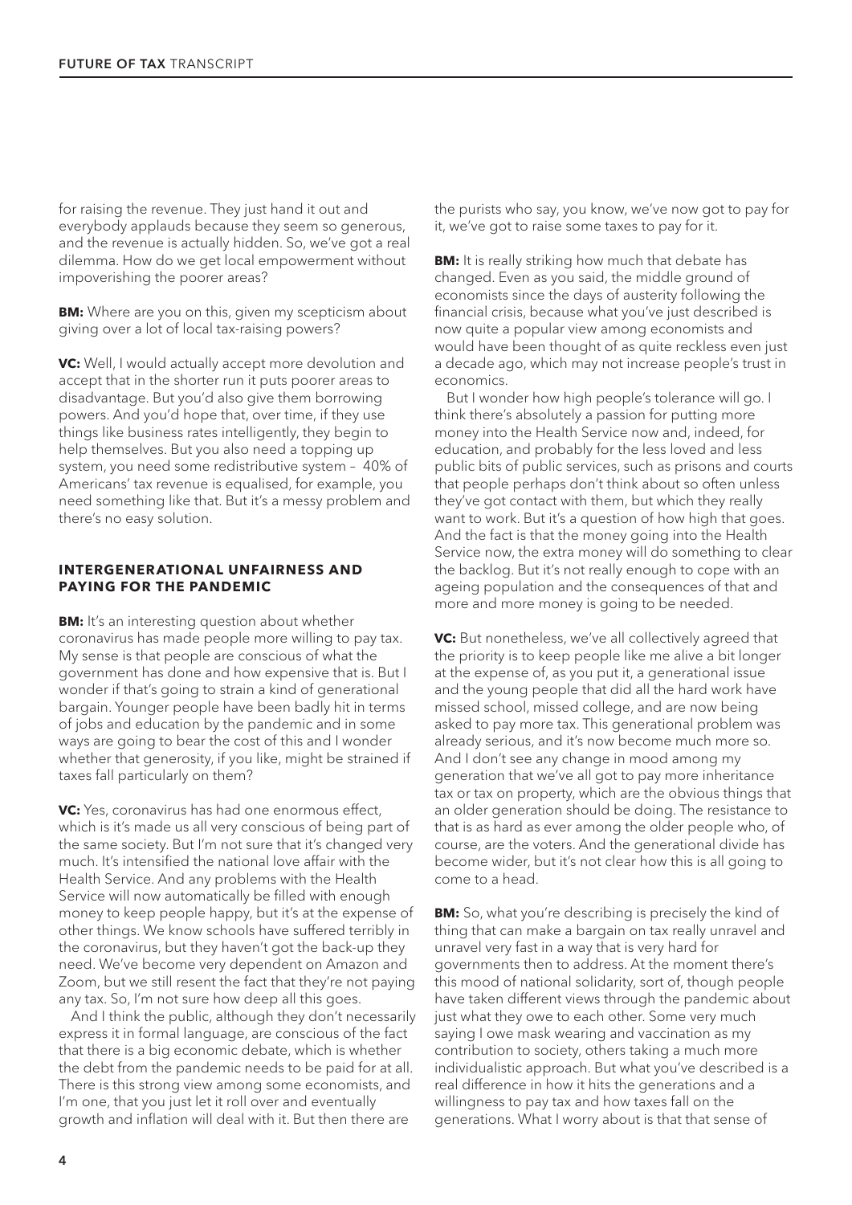for raising the revenue. They just hand it out and everybody applauds because they seem so generous, and the revenue is actually hidden. So, we've got a real dilemma. How do we get local empowerment without impoverishing the poorer areas?

**BM:** Where are you on this, given my scepticism about giving over a lot of local tax-raising powers?

**VC:** Well, I would actually accept more devolution and accept that in the shorter run it puts poorer areas to disadvantage. But you'd also give them borrowing powers. And you'd hope that, over time, if they use things like business rates intelligently, they begin to help themselves. But you also need a topping up system, you need some redistributive system – 40% of Americans' tax revenue is equalised, for example, you need something like that. But it's a messy problem and there's no easy solution.

## INTERGENERATIONAL UNFAIRNESS AND PAYING FOR THE PANDEMIC

**BM:** It's an interesting question about whether coronavirus has made people more willing to pay tax. My sense is that people are conscious of what the government has done and how expensive that is. But I wonder if that's going to strain a kind of generational bargain. Younger people have been badly hit in terms of jobs and education by the pandemic and in some ways are going to bear the cost of this and I wonder whether that generosity, if you like, might be strained if taxes fall particularly on them?

**VC:** Yes, coronavirus has had one enormous effect, which is it's made us all very conscious of being part of the same society. But I'm not sure that it's changed very much. It's intensified the national love affair with the Health Service. And any problems with the Health Service will now automatically be filled with enough money to keep people happy, but it's at the expense of other things. We know schools have suffered terribly in the coronavirus, but they haven't got the back-up they need. We've become very dependent on Amazon and Zoom, but we still resent the fact that they're not paying any tax. So, I'm not sure how deep all this goes.

And I think the public, although they don't necessarily express it in formal language, are conscious of the fact that there is a big economic debate, which is whether the debt from the pandemic needs to be paid for at all. There is this strong view among some economists, and I'm one, that you just let it roll over and eventually growth and inflation will deal with it. But then there are the purists who say, you know, we've now got to pay for it, we've got to raise some taxes to pay for it.

**BM:** It is really striking how much that debate has changed. Even as you said, the middle ground of economists since the days of austerity following the financial crisis, because what you've just described is now quite a popular view among economists and would have been thought of as quite reckless even just a decade ago, which may not increase people's trust in economics.

But I wonder how high people's tolerance will go. I think there's absolutely a passion for putting more money into the Health Service now and, indeed, for education, and probably for the less loved and less public bits of public services, such as prisons and courts that people perhaps don't think about so often unless they've got contact with them, but which they really want to work. But it's a question of how high that goes. And the fact is that the money going into the Health Service now, the extra money will do something to clear the backlog. But it's not really enough to cope with an ageing population and the consequences of that and more and more money is going to be needed.

**VC:** But nonetheless, we've all collectively agreed that the priority is to keep people like me alive a bit longer at the expense of, as you put it, a generational issue and the young people that did all the hard work have missed school, missed college, and are now being asked to pay more tax. This generational problem was already serious, and it's now become much more so. And I don't see any change in mood among my generation that we've all got to pay more inheritance tax or tax on property, which are the obvious things that an older generation should be doing. The resistance to that is as hard as ever among the older people who, of course, are the voters. And the generational divide has become wider, but it's not clear how this is all going to come to a head.

**BM:** So, what you're describing is precisely the kind of thing that can make a bargain on tax really unravel and unravel very fast in a way that is very hard for governments then to address. At the moment there's this mood of national solidarity, sort of, though people have taken different views through the pandemic about just what they owe to each other. Some very much saying I owe mask wearing and vaccination as my contribution to society, others taking a much more individualistic approach. But what you've described is a real difference in how it hits the generations and a willingness to pay tax and how taxes fall on the generations. What I worry about is that that sense of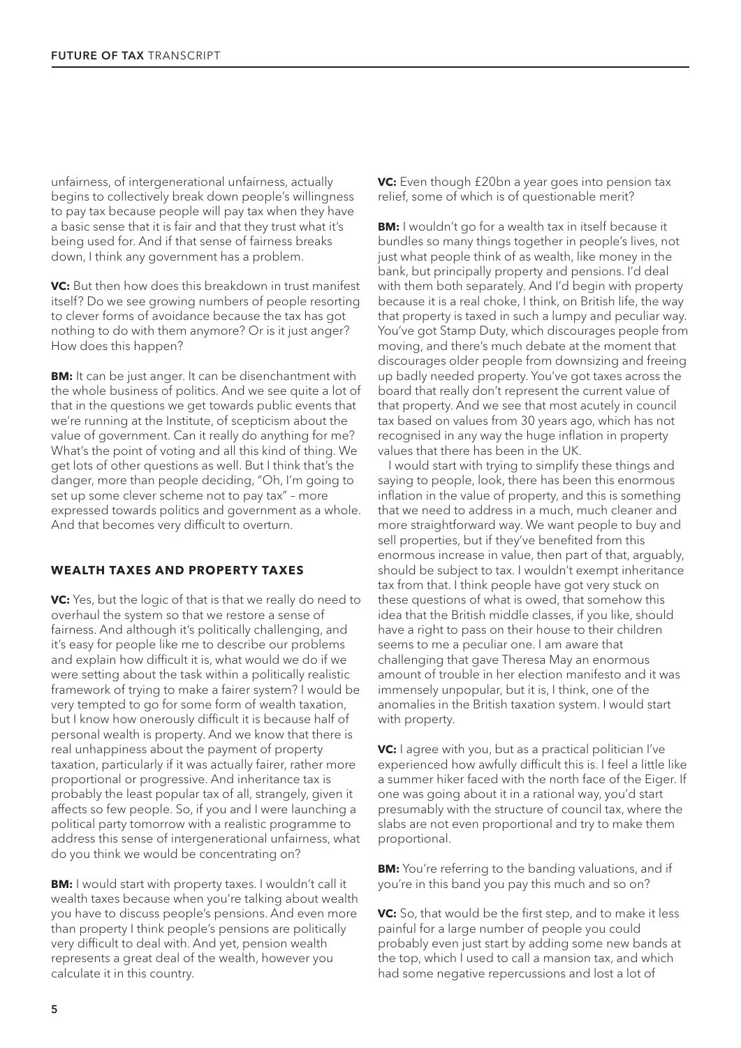unfairness, of intergenerational unfairness, actually begins to collectively break down people's willingness to pay tax because people will pay tax when they have a basic sense that it is fair and that they trust what it's being used for. And if that sense of fairness breaks down, I think any government has a problem.

**VC:** But then how does this breakdown in trust manifest itself? Do we see growing numbers of people resorting to clever forms of avoidance because the tax has got nothing to do with them anymore? Or is it just anger? How does this happen?

**BM:** It can be just anger. It can be disenchantment with the whole business of politics. And we see quite a lot of that in the questions we get towards public events that we're running at the Institute, of scepticism about the value of government. Can it really do anything for me? What's the point of voting and all this kind of thing. We get lots of other questions as well. But I think that's the danger, more than people deciding, "Oh, I'm going to set up some clever scheme not to pay tax" – more expressed towards politics and government as a whole. And that becomes very difficult to overturn.

## WEALTH TAXES AND PROPERTY TAXES

**VC:** Yes, but the logic of that is that we really do need to overhaul the system so that we restore a sense of fairness. And although it's politically challenging, and it's easy for people like me to describe our problems and explain how difficult it is, what would we do if we were setting about the task within a politically realistic framework of trying to make a fairer system? I would be very tempted to go for some form of wealth taxation, but I know how onerously difficult it is because half of personal wealth is property. And we know that there is real unhappiness about the payment of property taxation, particularly if it was actually fairer, rather more proportional or progressive. And inheritance tax is probably the least popular tax of all, strangely, given it affects so few people. So, if you and I were launching a political party tomorrow with a realistic programme to address this sense of intergenerational unfairness, what do you think we would be concentrating on?

**BM:** I would start with property taxes. I wouldn't call it wealth taxes because when you're talking about wealth you have to discuss people's pensions. And even more than property I think people's pensions are politically very difficult to deal with. And yet, pension wealth represents a great deal of the wealth, however you calculate it in this country.

**VC:** Even though £20bn a year goes into pension tax relief, some of which is of questionable merit?

**BM:** I wouldn't go for a wealth tax in itself because it bundles so many things together in people's lives, not just what people think of as wealth, like money in the bank, but principally property and pensions. I'd deal with them both separately. And I'd begin with property because it is a real choke, I think, on British life, the way that property is taxed in such a lumpy and peculiar way. You've got Stamp Duty, which discourages people from moving, and there's much debate at the moment that discourages older people from downsizing and freeing up badly needed property. You've got taxes across the board that really don't represent the current value of that property. And we see that most acutely in council tax based on values from 30 years ago, which has not recognised in any way the huge inflation in property values that there has been in the UK.

I would start with trying to simplify these things and saying to people, look, there has been this enormous inflation in the value of property, and this is something that we need to address in a much, much cleaner and more straightforward way. We want people to buy and sell properties, but if they've benefited from this enormous increase in value, then part of that, arguably, should be subject to tax. I wouldn't exempt inheritance tax from that. I think people have got very stuck on these questions of what is owed, that somehow this idea that the British middle classes, if you like, should have a right to pass on their house to their children seems to me a peculiar one. I am aware that challenging that gave Theresa May an enormous amount of trouble in her election manifesto and it was immensely unpopular, but it is, I think, one of the anomalies in the British taxation system. I would start with property.

**VC:** I agree with you, but as a practical politician I've experienced how awfully difficult this is. I feel a little like a summer hiker faced with the north face of the Eiger. If one was going about it in a rational way, you'd start presumably with the structure of council tax, where the slabs are not even proportional and try to make them proportional.

**BM:** You're referring to the banding valuations, and if you're in this band you pay this much and so on?

**VC:** So, that would be the first step, and to make it less painful for a large number of people you could probably even just start by adding some new bands at the top, which I used to call a mansion tax, and which had some negative repercussions and lost a lot of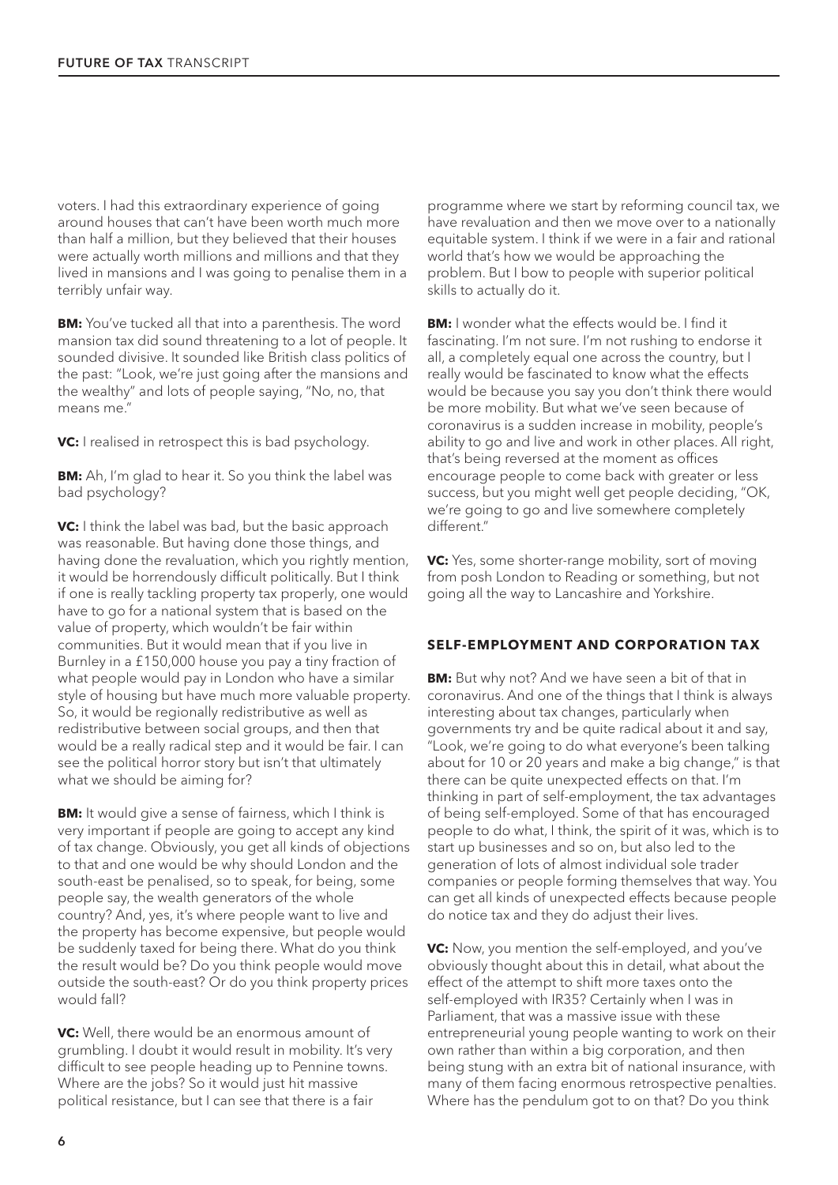voters. I had this extraordinary experience of going around houses that can't have been worth much more than half a million, but they believed that their houses were actually worth millions and millions and that they lived in mansions and I was going to penalise them in a terribly unfair way.

**BM:** You've tucked all that into a parenthesis. The word mansion tax did sound threatening to a lot of people. It sounded divisive. It sounded like British class politics of the past: "Look, we're just going after the mansions and the wealthy" and lots of people saying, "No, no, that means me."

**VC:** I realised in retrospect this is bad psychology.

**BM:** Ah, I'm glad to hear it. So you think the label was bad psychology?

**VC:** I think the label was bad, but the basic approach was reasonable. But having done those things, and having done the revaluation, which you rightly mention, it would be horrendously difficult politically. But I think if one is really tackling property tax properly, one would have to go for a national system that is based on the value of property, which wouldn't be fair within communities. But it would mean that if you live in Burnley in a £150,000 house you pay a tiny fraction of what people would pay in London who have a similar style of housing but have much more valuable property. So, it would be regionally redistributive as well as redistributive between social groups, and then that would be a really radical step and it would be fair. I can see the political horror story but isn't that ultimately what we should be aiming for?

**BM:** It would give a sense of fairness, which I think is very important if people are going to accept any kind of tax change. Obviously, you get all kinds of objections to that and one would be why should London and the south-east be penalised, so to speak, for being, some people say, the wealth generators of the whole country? And, yes, it's where people want to live and the property has become expensive, but people would be suddenly taxed for being there. What do you think the result would be? Do you think people would move outside the south-east? Or do you think property prices would fall?

**VC:** Well, there would be an enormous amount of grumbling. I doubt it would result in mobility. It's very difficult to see people heading up to Pennine towns. Where are the jobs? So it would just hit massive political resistance, but I can see that there is a fair programme where we start by reforming council tax, we have revaluation and then we move over to a nationally equitable system. I think if we were in a fair and rational world that's how we would be approaching the problem. But I bow to people with superior political skills to actually do it.

**BM:** I wonder what the effects would be. I find it fascinating. I'm not sure. I'm not rushing to endorse it all, a completely equal one across the country, but I really would be fascinated to know what the effects would be because you say you don't think there would be more mobility. But what we've seen because of coronavirus is a sudden increase in mobility, people's ability to go and live and work in other places. All right, that's being reversed at the moment as offices encourage people to come back with greater or less success, but you might well get people deciding, "OK, we're going to go and live somewhere completely different."

**VC:** Yes, some shorter-range mobility, sort of moving from posh London to Reading or something, but not going all the way to Lancashire and Yorkshire.

## SELF-EMPLOYMENT AND CORPORATION TAX

**BM:** But why not? And we have seen a bit of that in coronavirus. And one of the things that I think is always interesting about tax changes, particularly when governments try and be quite radical about it and say, "Look, we're going to do what everyone's been talking about for 10 or 20 years and make a big change," is that there can be quite unexpected effects on that. I'm thinking in part of self-employment, the tax advantages of being self-employed. Some of that has encouraged people to do what, I think, the spirit of it was, which is to start up businesses and so on, but also led to the generation of lots of almost individual sole trader companies or people forming themselves that way. You can get all kinds of unexpected effects because people do notice tax and they do adjust their lives.

**VC:** Now, you mention the self-employed, and you've obviously thought about this in detail, what about the effect of the attempt to shift more taxes onto the self-employed with IR35? Certainly when I was in Parliament, that was a massive issue with these entrepreneurial young people wanting to work on their own rather than within a big corporation, and then being stung with an extra bit of national insurance, with many of them facing enormous retrospective penalties. Where has the pendulum got to on that? Do you think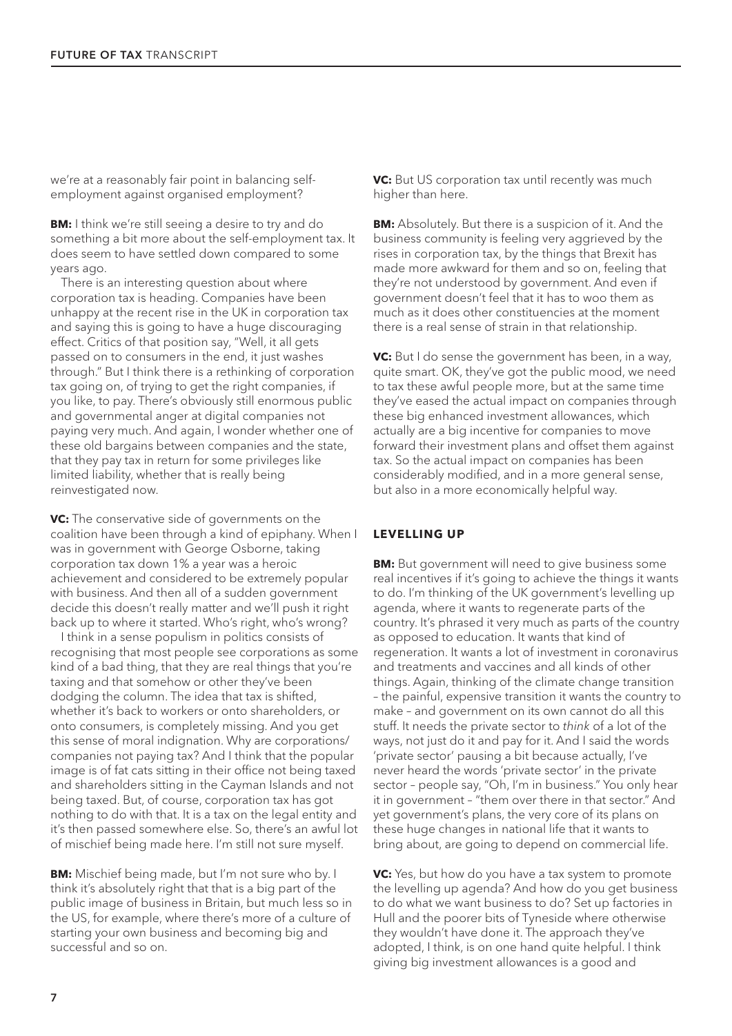we're at a reasonably fair point in balancing self-employment against organised employment?

**BM:** I think we're still seeing a desire to try and do something a bit more about the self-employment tax. It does seem to have settled down compared to some years ago.

There is an interesting question about where corporation tax is heading. Companies have been unhappy at the recent rise in the UK in corporation tax and saying this is going to have a huge discouraging effect. Critics of that position say, "Well, it all gets passed on to consumers in the end, it just washes through." But I think there is a rethinking of corporation tax going on, of trying to get the right companies, if you like, to pay. There's obviously still enormous public and governmental anger at digital companies not paying very much. And again, I wonder whether one of these old bargains between companies and the state, that they pay tax in return for some privileges like limited liability, whether that is really being reinvestigated now.

**VC:** The conservative side of governments on the coalition have been through a kind of epiphany. When I was in government with George Osborne, taking corporation tax down 1% a year was a heroic achievement and considered to be extremely popular with business. And then all of a sudden government decide this doesn't really matter and we'll push it right back up to where it started. Who's right, who's wrong?

I think in a sense populism in politics consists of recognising that most people see corporations as some kind of a bad thing, that they are real things that you're taxing and that somehow or other they've been dodging the column. The idea that tax is shifted, whether it's back to workers or onto shareholders, or onto consumers, is completely missing. And you get this sense of moral indignation. Why are corporations/companies not paying tax? And I think that the popular image is of fat cats sitting in their office not being taxed and shareholders sitting in the Cayman Islands and not being taxed. But, of course, corporation tax has got nothing to do with that. It is a tax on the legal entity and it's then passed somewhere else. So, there's an awful lot of mischief being made here. I'm still not sure myself.

**BM:** Mischief being made, but I'm not sure who by. I think it's absolutely right that that is a big part of the public image of business in Britain, but much less so in the US, for example, where there's more of a culture of starting your own business and becoming big and successful and so on.

**VC:** But US corporation tax until recently was much higher than here.

**BM:** Absolutely. But there is a suspicion of it. And the business community is feeling very aggrieved by the rises in corporation tax, by the things that Brexit has made more awkward for them and so on, feeling that they're not understood by government. And even if government doesn't feel that it has to woo them as much as it does other constituencies at the moment there is a real sense of strain in that relationship.

**VC:** But I do sense the government has been, in a way, quite smart. OK, they've got the public mood, we need to tax these awful people more, but at the same time they've eased the actual impact on companies through these big enhanced investment allowances, which actually are a big incentive for companies to move forward their investment plans and offset them against tax. So the actual impact on companies has been considerably modified, and in a more general sense, but also in a more economically helpful way.

## LEVELLING UP

**BM:** But government will need to give business some real incentives if it's going to achieve the things it wants to do. I'm thinking of the UK government's levelling up agenda, where it wants to regenerate parts of the country. It's phrased it very much as parts of the country as opposed to education. It wants that kind of regeneration. It wants a lot of investment in coronavirus and treatments and vaccines and all kinds of other things. Again, thinking of the climate change transition – the painful, expensive transition it wants the country to make – and government on its own cannot do all this stuff. It needs the private sector to *think* of a lot of the ways, not just do it and pay for it. And I said the words 'private sector' pausing a bit because actually, I've never heard the words 'private sector' in the private sector – people say, "Oh, I'm in business." You only hear it in government – "them over there in that sector." And yet government's plans, the very core of its plans on these huge changes in national life that it wants to bring about, are going to depend on commercial life.

**VC:** Yes, but how do you have a tax system to promote the levelling up agenda? And how do you get business to do what we want business to do? Set up factories in Hull and the poorer bits of Tyneside where otherwise they wouldn't have done it. The approach they've adopted, I think, is on one hand quite helpful. I think giving big investment allowances is a good and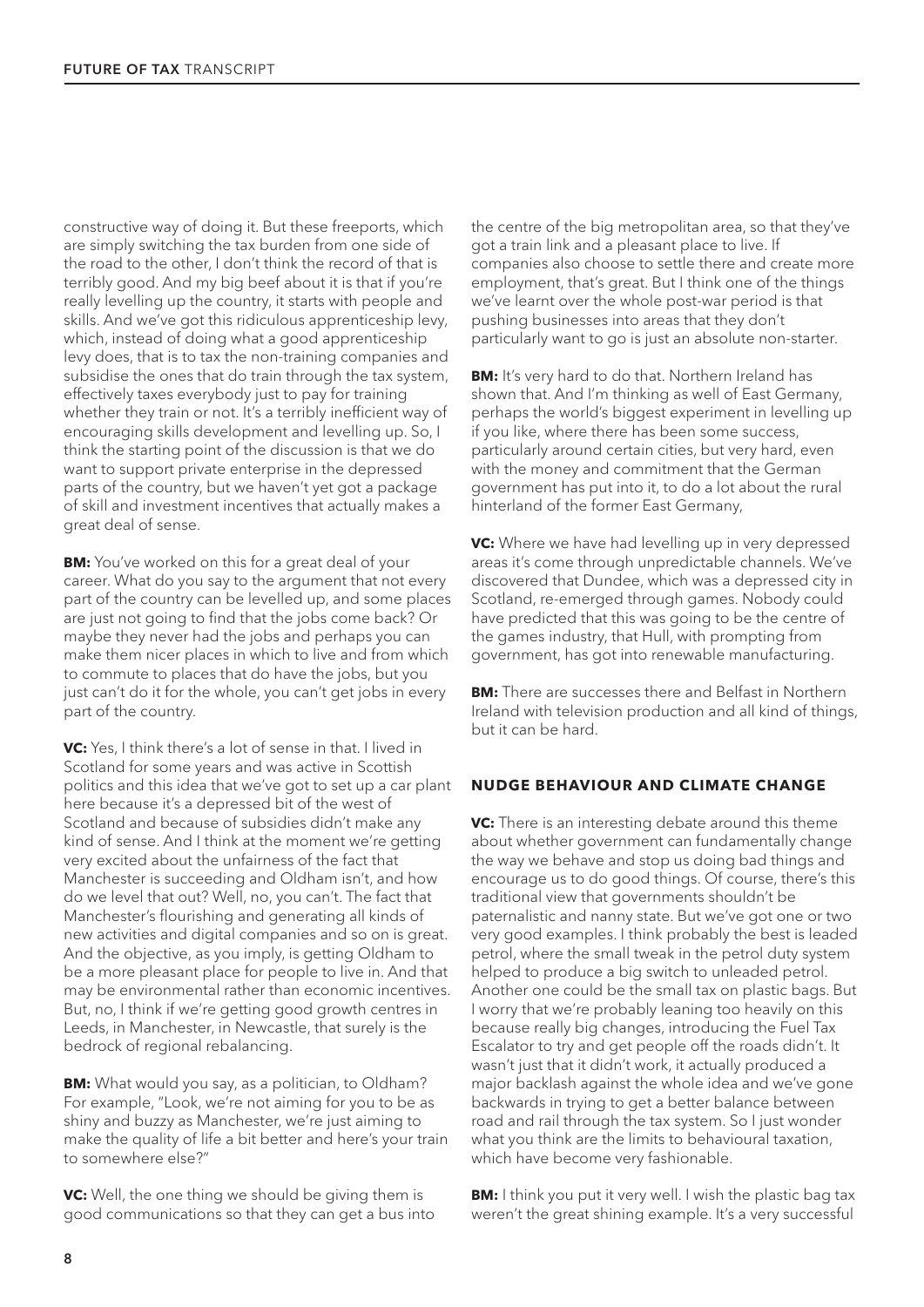constructive way of doing it. But these freeports, which are simply switching the tax burden from one side of the road to the other, I don't think the record of that is terribly good. And my big beef about it is that if you're really levelling up the country, it starts with people and skills. And we've got this ridiculous apprenticeship levy, which, instead of doing what a good apprenticeship levy does, that is to tax the non-training companies and subsidise the ones that do train through the tax system, effectively taxes everybody just to pay for training whether they train or not. It's a terribly inefficient way of encouraging skills development and levelling up. So, I think the starting point of the discussion is that we do want to support private enterprise in the depressed parts of the country, but we haven't yet got a package of skill and investment incentives that actually makes a great deal of sense.

**BM:** You've worked on this for a great deal of your career. What do you say to the argument that not every part of the country can be levelled up, and some places are just not going to find that the jobs come back? Or maybe they never had the jobs and perhaps you can make them nicer places in which to live and from which to commute to places that do have the jobs, but you just can't do it for the whole, you can't get jobs in every part of the country.

**VC:** Yes, I think there's a lot of sense in that. I lived in Scotland for some years and was active in Scottish politics and this idea that we've got to set up a car plant here because it's a depressed bit of the west of Scotland and because of subsidies didn't make any kind of sense. And I think at the moment we're getting very excited about the unfairness of the fact that Manchester is succeeding and Oldham isn't, and how do we level that out? Well, no, you can't. The fact that Manchester's flourishing and generating all kinds of new activities and digital companies and so on is great. And the objective, as you imply, is getting Oldham to be a more pleasant place for people to live in. And that may be environmental rather than economic incentives. But, no, I think if we're getting good growth centres in Leeds, in Manchester, in Newcastle, that surely is the bedrock of regional rebalancing.

**BM:** What would you say, as a politician, to Oldham? For example, "Look, we're not aiming for you to be as shiny and buzzy as Manchester, we're just aiming to make the quality of life a bit better and here's your train to somewhere else?"

**VC:** Well, the one thing we should be giving them is good communications so that they can get a bus into the centre of the big metropolitan area, so that they've got a train link and a pleasant place to live. If companies also choose to settle there and create more employment, that's great. But I think one of the things we've learnt over the whole post-war period is that pushing businesses into areas that they don't particularly want to go is just an absolute non-starter.

**BM:** It's very hard to do that. Northern Ireland has shown that. And I'm thinking as well of East Germany, perhaps the world's biggest experiment in levelling up if you like, where there has been some success, particularly around certain cities, but very hard, even with the money and commitment that the German government has put into it, to do a lot about the rural hinterland of the former East Germany,

**VC:** Where we have had levelling up in very depressed areas it's come through unpredictable channels. We've discovered that Dundee, which was a depressed city in Scotland, re-emerged through games. Nobody could have predicted that this was going to be the centre of the games industry, that Hull, with prompting from government, has got into renewable manufacturing.

**BM:** There are successes there and Belfast in Northern Ireland with television production and all kind of things, but it can be hard.

## NUDGE BEHAVIOUR AND CLIMATE CHANGE

**VC:** There is an interesting debate around this theme about whether government can fundamentally change the way we behave and stop us doing bad things and encourage us to do good things. Of course, there's this traditional view that governments shouldn't be paternalistic and nanny state. But we've got one or two very good examples. I think probably the best is leaded petrol, where the small tweak in the petrol duty system helped to produce a big switch to unleaded petrol. Another one could be the small tax on plastic bags. But I worry that we're probably leaning too heavily on this because really big changes, introducing the Fuel Tax Escalator to try and get people off the roads didn't. It wasn't just that it didn't work, it actually produced a major backlash against the whole idea and we've gone backwards in trying to get a better balance between road and rail through the tax system. So I just wonder what you think are the limits to behavioural taxation, which have become very fashionable.

**BM:** I think you put it very well. I wish the plastic bag tax weren't the great shining example. It's a very successful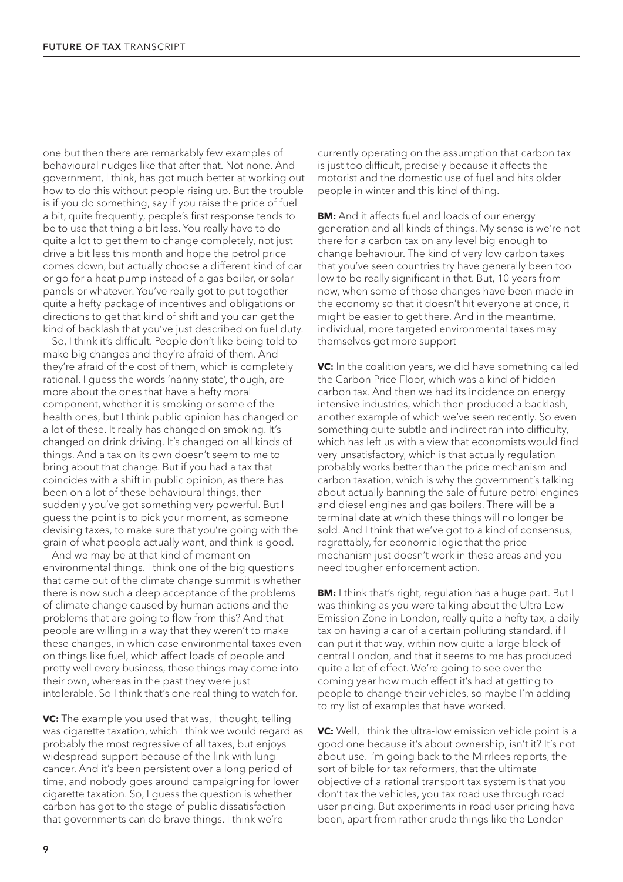one but then there are remarkably few examples of behavioural nudges like that after that. Not none. And government, I think, has got much better at working out how to do this without people rising up. But the trouble is if you do something, say if you raise the price of fuel a bit, quite frequently, people's first response tends to be to use that thing a bit less. You really have to do quite a lot to get them to change completely, not just drive a bit less this month and hope the petrol price comes down, but actually choose a different kind of car or go for a heat pump instead of a gas boiler, or solar panels or whatever. You've really got to put together quite a hefty package of incentives and obligations or directions to get that kind of shift and you can get the kind of backlash that you've just described on fuel duty.

So, I think it's difficult. People don't like being told to make big changes and they're afraid of them. And they're afraid of the cost of them, which is completely rational. I guess the words 'nanny state', though, are more about the ones that have a hefty moral component, whether it is smoking or some of the health ones, but I think public opinion has changed on a lot of these. It really has changed on smoking. It's changed on drink driving. It's changed on all kinds of things. And a tax on its own doesn't seem to me to bring about that change. But if you had a tax that coincides with a shift in public opinion, as there has been on a lot of these behavioural things, then suddenly you've got something very powerful. But I guess the point is to pick your moment, as someone devising taxes, to make sure that you're going with the grain of what people actually want, and think is good.

And we may be at that kind of moment on environmental things. I think one of the big questions that came out of the climate change summit is whether there is now such a deep acceptance of the problems of climate change caused by human actions and the problems that are going to flow from this? And that people are willing in a way that they weren't to make these changes, in which case environmental taxes even on things like fuel, which affect loads of people and pretty well every business, those things may come into their own, whereas in the past they were just intolerable. So I think that's one real thing to watch for.

**VC:** The example you used that was, I thought, telling was cigarette taxation, which I think we would regard as probably the most regressive of all taxes, but enjoys widespread support because of the link with lung cancer. And it's been persistent over a long period of time, and nobody goes around campaigning for lower cigarette taxation. So, I guess the question is whether carbon has got to the stage of public dissatisfaction that governments can do brave things. I think we're currently operating on the assumption that carbon tax is just too difficult, precisely because it affects the motorist and the domestic use of fuel and hits older people in winter and this kind of thing.

**BM:** And it affects fuel and loads of our energy generation and all kinds of things. My sense is we're not there for a carbon tax on any level big enough to change behaviour. The kind of very low carbon taxes that you've seen countries try have generally been too low to be really significant in that. But, 10 years from now, when some of those changes have been made in the economy so that it doesn't hit everyone at once, it might be easier to get there. And in the meantime, individual, more targeted environmental taxes may themselves get more support

**VC:** In the coalition years, we did have something called the Carbon Price Floor, which was a kind of hidden carbon tax. And then we had its incidence on energy intensive industries, which then produced a backlash, another example of which we've seen recently. So even something quite subtle and indirect ran into difficulty, which has left us with a view that economists would find very unsatisfactory, which is that actually regulation probably works better than the price mechanism and carbon taxation, which is why the government's talking about actually banning the sale of future petrol engines and diesel engines and gas boilers. There will be a terminal date at which these things will no longer be sold. And I think that we've got to a kind of consensus, regrettably, for economic logic that the price mechanism just doesn't work in these areas and you need tougher enforcement action.

**BM:** I think that's right, regulation has a huge part. But I was thinking as you were talking about the Ultra Low Emission Zone in London, really quite a hefty tax, a daily tax on having a car of a certain polluting standard, if I can put it that way, within now quite a large block of central London, and that it seems to me has produced quite a lot of effect. We're going to see over the coming year how much effect it's had at getting to people to change their vehicles, so maybe I'm adding to my list of examples that have worked.

**VC:** Well, I think the ultra-low emission vehicle point is a good one because it's about ownership, isn't it? It's not about use. I'm going back to the Mirrlees reports, the sort of bible for tax reformers, that the ultimate objective of a rational transport tax system is that you don't tax the vehicles, you tax road use through road user pricing. But experiments in road user pricing have been, apart from rather crude things like the London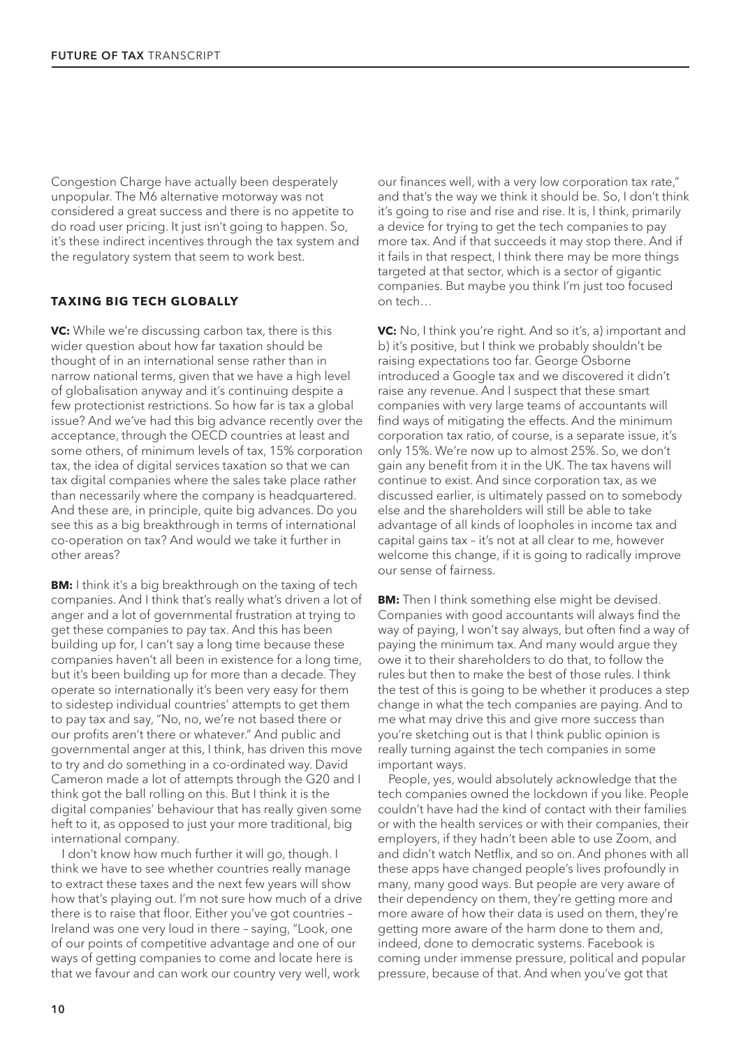Congestion Charge have actually been desperately unpopular. The M6 alternative motorway was not considered a great success and there is no appetite to do road user pricing. It just isn't going to happen. So, it's these indirect incentives through the tax system and the regulatory system that seem to work best.

## TAXING BIG TECH GLOBALLY

**VC:** While we're discussing carbon tax, there is this wider question about how far taxation should be thought of in an international sense rather than in narrow national terms, given that we have a high level of globalisation anyway and it's continuing despite a few protectionist restrictions. So how far is tax a global issue? And we've had this big advance recently over the acceptance, through the OECD countries at least and some others, of minimum levels of tax, 15% corporation tax, the idea of digital services taxation so that we can tax digital companies where the sales take place rather than necessarily where the company is headquartered. And these are, in principle, quite big advances. Do you see this as a big breakthrough in terms of international co-operation on tax? And would we take it further in other areas?

**BM:** I think it's a big breakthrough on the taxing of tech companies. And I think that's really what's driven a lot of anger and a lot of governmental frustration at trying to get these companies to pay tax. And this has been building up for, I can't say a long time because these companies haven't all been in existence for a long time, but it's been building up for more than a decade. They operate so internationally it's been very easy for them to sidestep individual countries' attempts to get them to pay tax and say, "No, no, we're not based there or our profits aren't there or whatever." And public and governmental anger at this, I think, has driven this move to try and do something in a co-ordinated way. David Cameron made a lot of attempts through the G20 and I think got the ball rolling on this. But I think it is the digital companies' behaviour that has really given some heft to it, as opposed to just your more traditional, big international company.

I don't know how much further it will go, though. I think we have to see whether countries really manage to extract these taxes and the next few years will show how that's playing out. I'm not sure how much of a drive there is to raise that floor. Either you've got countries – Ireland was one very loud in there – saying, "Look, one of our points of competitive advantage and one of our ways of getting companies to come and locate here is that we favour and can work our country very well, work our finances well, with a very low corporation tax rate," and that's the way we think it should be. So, I don't think it's going to rise and rise and rise. It is, I think, primarily a device for trying to get the tech companies to pay more tax. And if that succeeds it may stop there. And if it fails in that respect, I think there may be more things targeted at that sector, which is a sector of gigantic companies. But maybe you think I'm just too focused on tech…

**VC:** No, I think you're right. And so it's, a) important and b) it's positive, but I think we probably shouldn't be raising expectations too far. George Osborne introduced a Google tax and we discovered it didn't raise any revenue. And I suspect that these smart companies with very large teams of accountants will find ways of mitigating the effects. And the minimum corporation tax ratio, of course, is a separate issue, it's only 15%. We're now up to almost 25%. So, we don't gain any benefit from it in the UK. The tax havens will continue to exist. And since corporation tax, as we discussed earlier, is ultimately passed on to somebody else and the shareholders will still be able to take advantage of all kinds of loopholes in income tax and capital gains tax – it's not at all clear to me, however welcome this change, if it is going to radically improve our sense of fairness.

**BM:** Then I think something else might be devised. Companies with good accountants will always find the way of paying, I won't say always, but often find a way of paying the minimum tax. And many would argue they owe it to their shareholders to do that, to follow the rules but then to make the best of those rules. I think the test of this is going to be whether it produces a step change in what the tech companies are paying. And to me what may drive this and give more success than you're sketching out is that I think public opinion is really turning against the tech companies in some important ways.

People, yes, would absolutely acknowledge that the tech companies owned the lockdown if you like. People couldn't have had the kind of contact with their families or with the health services or with their companies, their employers, if they hadn't been able to use Zoom, and and didn't watch Netflix, and so on. And phones with all these apps have changed people's lives profoundly in many, many good ways. But people are very aware of their dependency on them, they're getting more and more aware of how their data is used on them, they're getting more aware of the harm done to them and, indeed, done to democratic systems. Facebook is coming under immense pressure, political and popular pressure, because of that. And when you've got that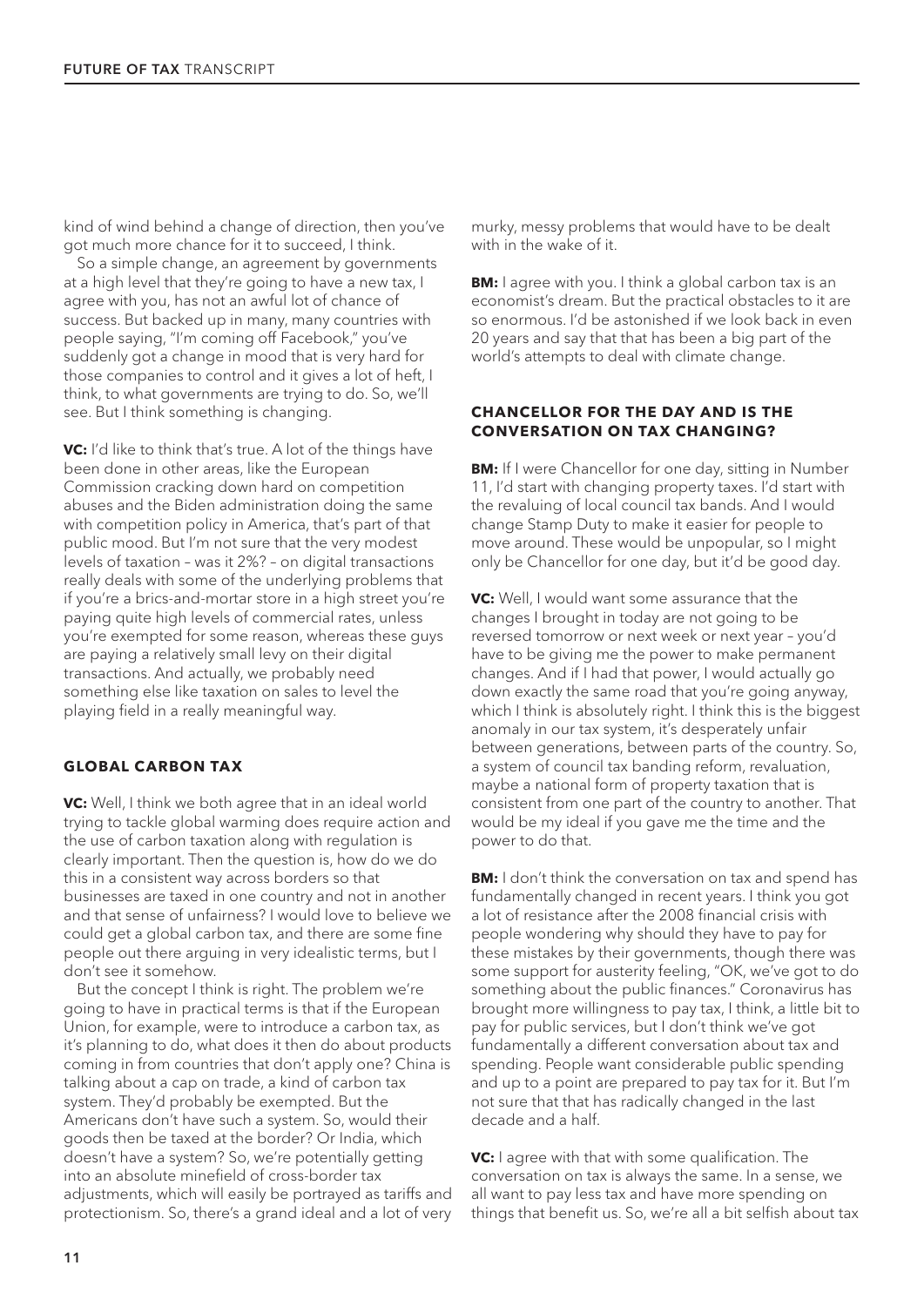kind of wind behind a change of direction, then you've got much more chance for it to succeed, I think.

So a simple change, an agreement by governments at a high level that they're going to have a new tax, I agree with you, has not an awful lot of chance of success. But backed up in many, many countries with people saying, "I'm coming off Facebook," you've suddenly got a change in mood that is very hard for those companies to control and it gives a lot of heft, I think, to what governments are trying to do. So, we'll see. But I think something is changing.

**VC:** I'd like to think that's true. A lot of the things have been done in other areas, like the European Commission cracking down hard on competition abuses and the Biden administration doing the same with competition policy in America, that's part of that public mood. But I'm not sure that the very modest levels of taxation – was it 2%? – on digital transactions really deals with some of the underlying problems that if you're a brics-and-mortar store in a high street you're paying quite high levels of commercial rates, unless you're exempted for some reason, whereas these guys are paying a relatively small levy on their digital transactions. And actually, we probably need something else like taxation on sales to level the playing field in a really meaningful way.

### GLOBAL CARBON TAX

**VC:** Well, I think we both agree that in an ideal world trying to tackle global warming does require action and the use of carbon taxation along with regulation is clearly important. Then the question is, how do we do this in a consistent way across borders so that businesses are taxed in one country and not in another and that sense of unfairness? I would love to believe we could get a global carbon tax, and there are some fine people out there arguing in very idealistic terms, but I don't see it somehow.

But the concept I think is right. The problem we're going to have in practical terms is that if the European Union, for example, were to introduce a carbon tax, as it's planning to do, what does it then do about products coming in from countries that don't apply one? China is talking about a cap on trade, a kind of carbon tax system. They'd probably be exempted. But the Americans don't have such a system. So, would their goods then be taxed at the border? Or India, which doesn't have a system? So, we're potentially getting into an absolute minefield of cross-border tax adjustments, which will easily be portrayed as tariffs and protectionism. So, there's a grand ideal and a lot of very murky, messy problems that would have to be dealt with in the wake of it.

**BM:** I agree with you. I think a global carbon tax is an economist's dream. But the practical obstacles to it are so enormous. I'd be astonished if we look back in even 20 years and say that that has been a big part of the world's attempts to deal with climate change.

### CHANCELLOR FOR THE DAY AND IS THE CONVERSATION ON TAX CHANGING?

**BM:** If I were Chancellor for one day, sitting in Number 11, I'd start with changing property taxes. I'd start with the revaluing of local council tax bands. And I would change Stamp Duty to make it easier for people to move around. These would be unpopular, so I might only be Chancellor for one day, but it'd be good day.

**VC:** Well, I would want some assurance that the changes I brought in today are not going to be reversed tomorrow or next week or next year – you'd have to be giving me the power to make permanent changes. And if I had that power, I would actually go down exactly the same road that you're going anyway, which I think is absolutely right. I think this is the biggest anomaly in our tax system, it's desperately unfair between generations, between parts of the country. So, a system of council tax banding reform, revaluation, maybe a national form of property taxation that is consistent from one part of the country to another. That would be my ideal if you gave me the time and the power to do that.

**BM:** I don't think the conversation on tax and spend has fundamentally changed in recent years. I think you got a lot of resistance after the 2008 financial crisis with people wondering why should they have to pay for these mistakes by their governments, though there was some support for austerity feeling, "OK, we've got to do something about the public finances." Coronavirus has brought more willingness to pay tax, I think, a little bit to pay for public services, but I don't think we've got fundamentally a different conversation about tax and spending. People want considerable public spending and up to a point are prepared to pay tax for it. But I'm not sure that that has radically changed in the last decade and a half.

**VC:** I agree with that with some qualification. The conversation on tax is always the same. In a sense, we all want to pay less tax and have more spending on things that benefit us. So, we're all a bit selfish about tax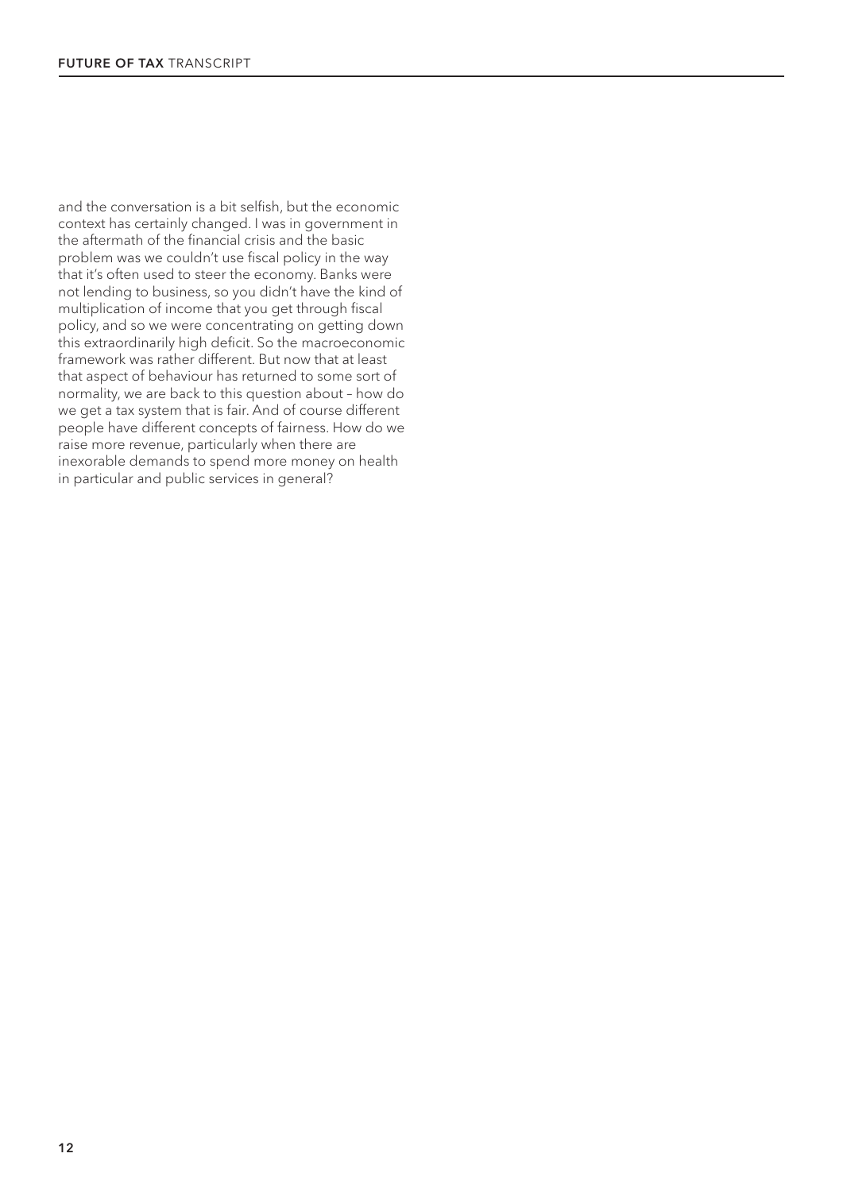and the conversation is a bit selfish, but the economic context has certainly changed. I was in government in the aftermath of the financial crisis and the basic problem was we couldn't use fiscal policy in the way that it's often used to steer the economy. Banks were not lending to business, so you didn't have the kind of multiplication of income that you get through fiscal policy, and so we were concentrating on getting down this extraordinarily high deficit. So the macroeconomic framework was rather different. But now that at least that aspect of behaviour has returned to some sort of normality, we are back to this question about – how do we get a tax system that is fair. And of course different people have different concepts of fairness. How do we raise more revenue, particularly when there are inexorable demands to spend more money on health in particular and public services in general?